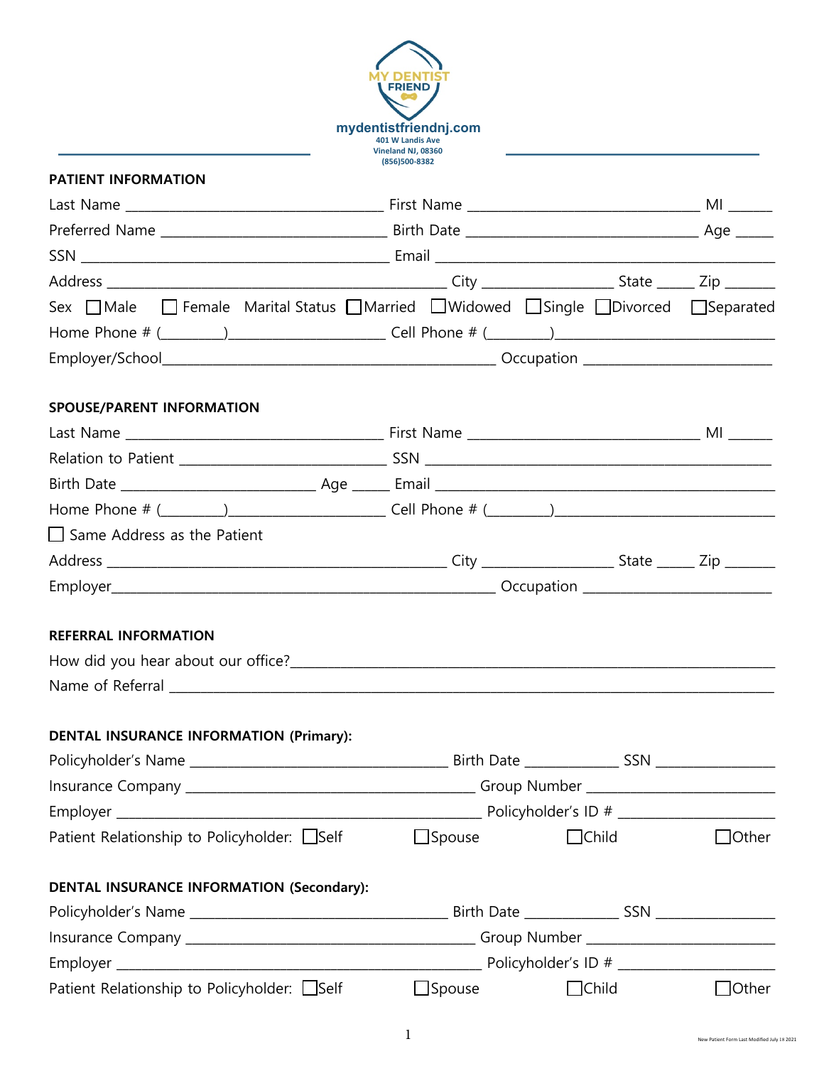MY DENTIST FRIEND

mydentistfriendnj.com
401 W Landis Ave
Vineland NJ, 08360
(856)500-8382

## PATIENT INFORMATION

Last Name ___________________________________ First Name ________________________________ MI ______

Preferred Name _______________________________ Birth Date ________________________________ Age _____

SSN __________________________________________ Email ___________________________________________

Address _______________________________________ City _________________ State _____ Zip _______

Sex ☐ Male ☐ Female Marital Status ☐ Married ☐ Widowed ☐ Single ☐ Divorced ☐ Separated

Home Phone # (________)_____________________ Cell Phone # (________)____________________________

Employer/School_______________________________________________ Occupation __________________________

## SPOUSE/PARENT INFORMATION

Last Name ___________________________________ First Name ________________________________ MI ______

Relation to Patient ____________________________ SSN ___________________________________________

Birth Date __________________________ Age _____ Email ______________________________________________

Home Phone # (________)_____________________ Cell Phone # (________)____________________________

☐ Same Address as the Patient

Address _______________________________________ City _________________ State _____ Zip _______

Employer________________________________________________ Occupation __________________________

## REFERRAL INFORMATION

How did you hear about our office?_____________________________________________________________

Name of Referral _____________________________________________________________________________

## DENTAL INSURANCE INFORMATION (Primary):

Policyholder's Name ___________________________________ Birth Date _____________ SSN ________________

Insurance Company ________________________________________ Group Number __________________________

Employer ____________________________________________________ Policyholder's ID # _____________________

Patient Relationship to Policyholder: ☐ Self ☐ Spouse ☐ Child ☐ Other

## DENTAL INSURANCE INFORMATION (Secondary):

Policyholder's Name ___________________________________ Birth Date _____________ SSN ________________

Insurance Company ________________________________________ Group Number __________________________

Employer ____________________________________________________ Policyholder's ID # _____________________

Patient Relationship to Policyholder: ☐ Self ☐ Spouse ☐ Child ☐ Other

New Patient Form Last Modified July 18 2021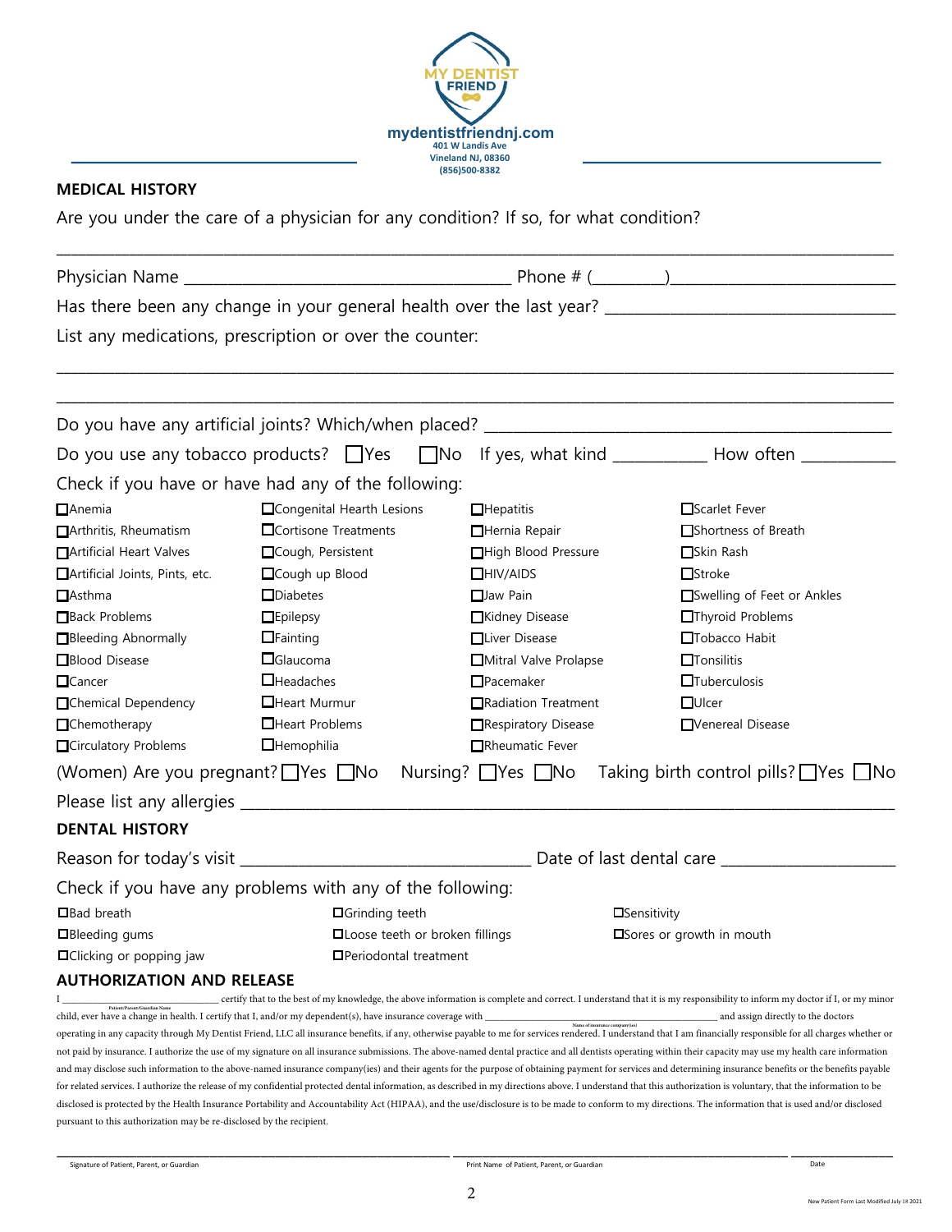MY DENTIST FRIEND

mydentistfriendnj.com
401 W Landis Ave
Vineland NJ, 08360
(856)500-8382

## MEDICAL HISTORY

Are you under the care of a physician for any condition? If so, for what condition?

______________________________________________________________________________

Physician Name ______________________________ Phone # (________)______________________

Has there been any change in your general health over the last year? ______________________

List any medications, prescription or over the counter:

______________________________________________________________________________

______________________________________________________________________________

Do you have any artificial joints? Which/when placed? ______________________________

Do you use any tobacco products? ☐Yes ☐No If yes, what kind __________ How often __________

Check if you have or have had any of the following:

| | | | |
|---|---|---|---|
| ☐Anemia | ☐Congenital Hearth Lesions | ☐Hepatitis | ☐Scarlet Fever |
| ☐Arthritis, Rheumatism | ☐Cortisone Treatments | ☐Hernia Repair | ☐Shortness of Breath |
| ☐Artificial Heart Valves | ☐Cough, Persistent | ☐High Blood Pressure | ☐Skin Rash |
| ☐Artificial Joints, Pints, etc. | ☐Cough up Blood | ☐HIV/AIDS | ☐Stroke |
| ☐Asthma | ☐Diabetes | ☐Jaw Pain | ☐Swelling of Feet or Ankles |
| ☐Back Problems | ☐Epilepsy | ☐Kidney Disease | ☐Thyroid Problems |
| ☐Bleeding Abnormally | ☐Fainting | ☐Liver Disease | ☐Tobacco Habit |
| ☐Blood Disease | ☐Glaucoma | ☐Mitral Valve Prolapse | ☐Tonsilitis |
| ☐Cancer | ☐Headaches | ☐Pacemaker | ☐Tuberculosis |
| ☐Chemical Dependency | ☐Heart Murmur | ☐Radiation Treatment | ☐Ulcer |
| ☐Chemotherapy | ☐Heart Problems | ☐Respiratory Disease | ☐Venereal Disease |
| ☐Circulatory Problems | ☐Hemophilia | ☐Rheumatic Fever | |

(Women) Are you pregnant? ☐Yes ☐No Nursing? ☐Yes ☐No Taking birth control pills? ☐Yes ☐No

Please list any allergies ______________________________________________________

## DENTAL HISTORY

Reason for today's visit ______________________________ Date of last dental care __________________

Check if you have any problems with any of the following:

| | | |
|---|---|---|
| ☐Bad breath | ☐Grinding teeth | ☐Sensitivity |
| ☐Bleeding gums | ☐Loose teeth or broken fillings | ☐Sores or growth in mouth |
| ☐Clicking or popping jaw | ☐Periodontal treatment | |

## AUTHORIZATION AND RELEASE

I ____________________________ certify that to the best of my knowledge, the above information is complete and correct. I understand that it is my responsibility to inform my doctor if I, or my minor child, ever have a change in health. I certify that I, and/or my dependent(s), have insurance coverage with ________________________________ and assign directly to the doctors operating in any capacity through My Dentist Friend, LLC all insurance benefits, if any, otherwise payable to me for services rendered. I understand that I am financially responsible for all charges whether or not paid by insurance. I authorize the use of my signature on all insurance submissions. The above-named dental practice and all dentists operating within their capacity may use my health care information and may disclose such information to the above-named insurance company(ies) and their agents for the purpose of obtaining payment for services and determining insurance benefits or the benefits payable for related services. I authorize the release of my confidential protected dental information, as described in my directions above. I understand that this authorization is voluntary, that the information to be disclosed is protected by the Health Insurance Portability and Accountability Act (HIPAA), and the use/disclosure is to be made to conform to my directions. The information that is used and/or disclosed pursuant to this authorization may be re-disclosed by the recipient.

(Patient/Parent/Guardian Name) (Name of insurance company(ies))

______________________________ ______________________________ ____________

Signature of Patient, Parent, or Guardian | Print Name of Patient, Parent, or Guardian | Date

New Patient Form Last Modified July 18 2021